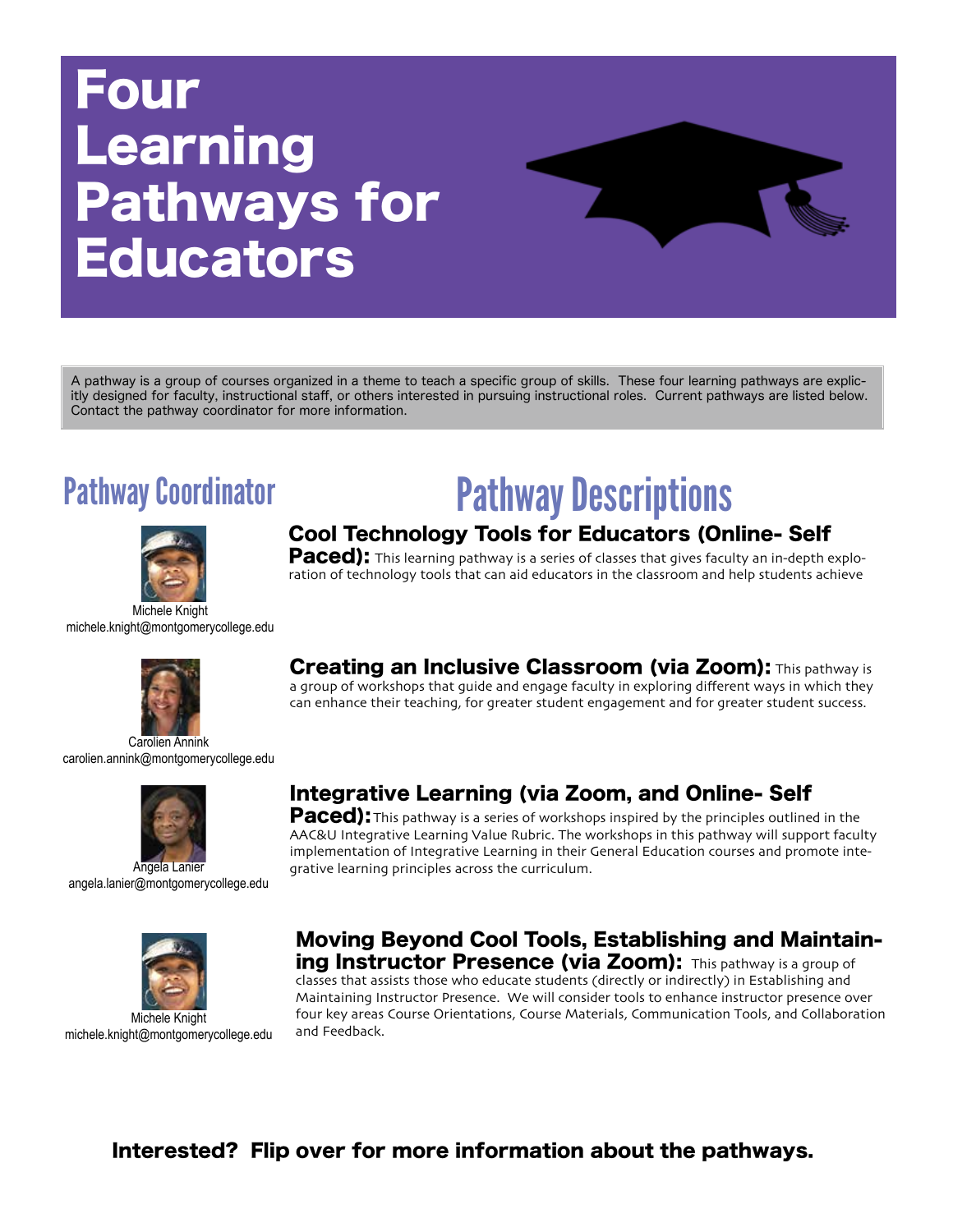# Four Learning Pathways for Educators

A pathway is a group of courses organized in a theme to teach a specific group of skills. These four learning pathways are explicitly designed for faculty, instructional staff, or others interested in pursuing instructional roles. Current pathways are listed below. Contact the pathway coordinator for more information.

## Pathway Coordinator

## Pathway Descriptions

Michele Knight
michele.knight@montgomerycollege.edu

**Cool Technology Tools for Educators (Online- Self Paced):** This learning pathway is a series of classes that gives faculty an in-depth exploration of technology tools that can aid educators in the classroom and help students achieve

Carolien Annink
carolien.annink@montgomerycollege.edu

**Creating an Inclusive Classroom (via Zoom):** This pathway is a group of workshops that guide and engage faculty in exploring different ways in which they can enhance their teaching, for greater student engagement and for greater student success.

Angela Lanier
angela.lanier@montgomerycollege.edu

**Integrative Learning (via Zoom, and Online- Self Paced):** This pathway is a series of workshops inspired by the principles outlined in the AAC&U Integrative Learning Value Rubric. The workshops in this pathway will support faculty implementation of Integrative Learning in their General Education courses and promote integrative learning principles across the curriculum.

Michele Knight
michele.knight@montgomerycollege.edu

**Moving Beyond Cool Tools, Establishing and Maintaining Instructor Presence (via Zoom):** This pathway is a group of classes that assists those who educate students (directly or indirectly) in Establishing and Maintaining Instructor Presence. We will consider tools to enhance instructor presence over four key areas Course Orientations, Course Materials, Communication Tools, and Collaboration and Feedback.

**Interested? Flip over for more information about the pathways.**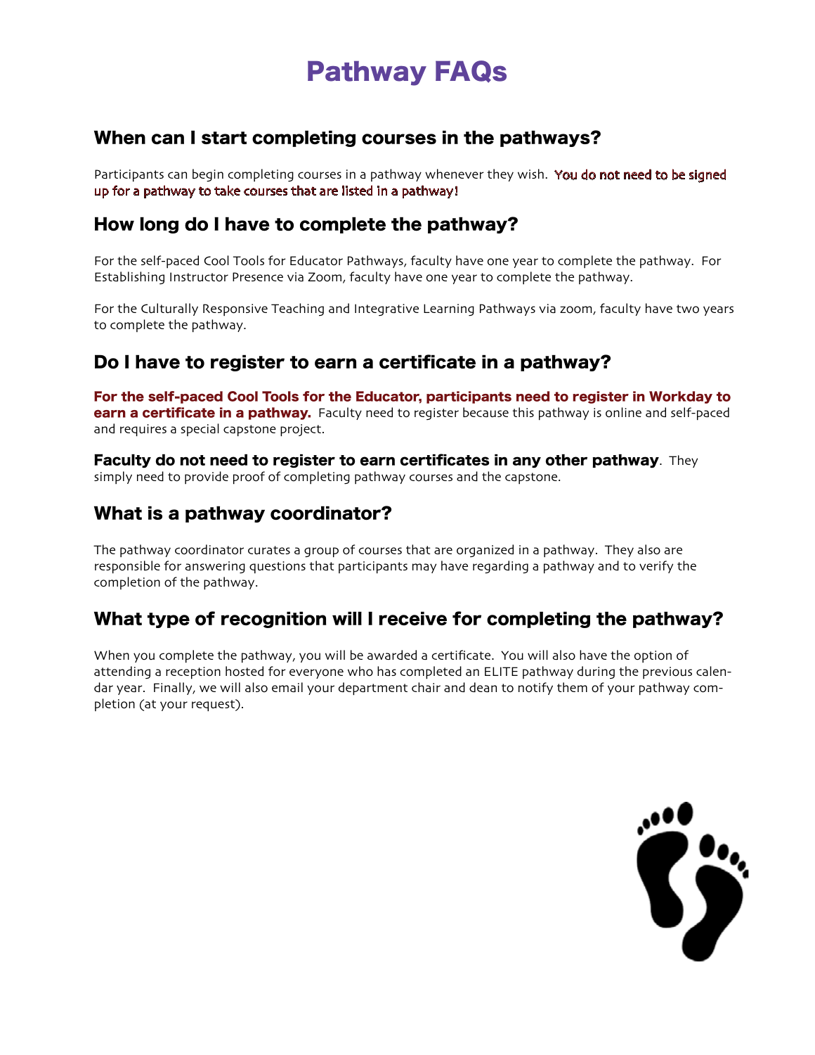# Pathway FAQs

## When can I start completing courses in the pathways?

Participants can begin completing courses in a pathway whenever they wish. **You do not need to be signed up for a pathway to take courses that are listed in a pathway!**

## How long do I have to complete the pathway?

For the self-paced Cool Tools for Educator Pathways, faculty have one year to complete the pathway. For Establishing Instructor Presence via Zoom, faculty have one year to complete the pathway.

For the Culturally Responsive Teaching and Integrative Learning Pathways via zoom, faculty have two years to complete the pathway.

## Do I have to register to earn a certificate in a pathway?

**For the self-paced Cool Tools for the Educator, participants need to register in Workday to earn a certificate in a pathway.** Faculty need to register because this pathway is online and self-paced and requires a special capstone project.

**Faculty do not need to register to earn certificates in any other pathway**. They simply need to provide proof of completing pathway courses and the capstone.

## What is a pathway coordinator?

The pathway coordinator curates a group of courses that are organized in a pathway. They also are responsible for answering questions that participants may have regarding a pathway and to verify the completion of the pathway.

## What type of recognition will I receive for completing the pathway?

When you complete the pathway, you will be awarded a certificate. You will also have the option of attending a reception hosted for everyone who has completed an ELITE pathway during the previous calendar year. Finally, we will also email your department chair and dean to notify them of your pathway completion (at your request).